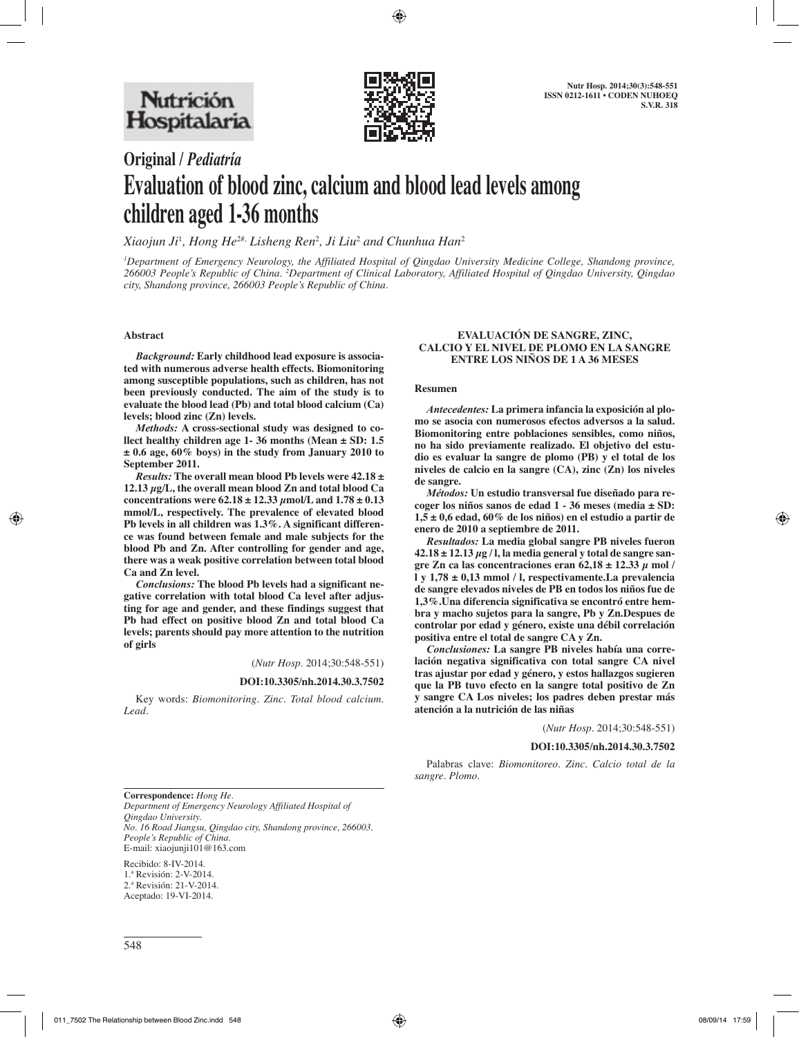## Original / *Pediatría*

# Evaluation of blood zinc, calcium and blood lead levels among children aged 1-36 months

*Xiaojun Ji*[1], *Hong He*[2#], *Lisheng Ren*[2], *Ji Liu*[2] *and Chunhua Han*[2]

[1]*Department of Emergency Neurology, the Affiliated Hospital of Qingdao University Medicine College, Shandong province, 266003 People's Republic of China.* [2]*Department of Clinical Laboratory, Affiliated Hospital of Qingdao University, Qingdao city, Shandong province, 266003 People's Republic of China.*

### Abstract

***Background:*** **Early childhood lead exposure is associated with numerous adverse health effects. Biomonitoring among susceptible populations, such as children, has not been previously conducted. The aim of the study is to evaluate the blood lead (Pb) and total blood calcium (Ca) levels; blood zinc (Zn) levels.**

***Methods:*** **A cross-sectional study was designed to collect healthy children age 1- 36 months (Mean ± SD: 1.5 ± 0.6 age, 60% boys) in the study from January 2010 to September 2011.**

***Results:*** **The overall mean blood Pb levels were 42.18 ± 12.13 μg/L, the overall mean blood Zn and total blood Ca concentrations were 62.18 ± 12.33 μmol/L and 1.78 ± 0.13 mmol/L, respectively. The prevalence of elevated blood Pb levels in all children was 1.3%. A significant difference was found between female and male subjects for the blood Pb and Zn. After controlling for gender and age, there was a weak positive correlation between total blood Ca and Zn level.**

***Conclusions:*** **The blood Pb levels had a significant negative correlation with total blood Ca level after adjusting for age and gender, and these findings suggest that Pb had effect on positive blood Zn and total blood Ca levels; parents should pay more attention to the nutrition of girls**

(*Nutr Hosp*. 2014;30:548-551)

**DOI:10.3305/nh.2014.30.3.7502**

Key words: *Biomonitoring. Zinc. Total blood calcium. Lead.*

### EVALUACIÓN DE SANGRE, ZINC, CALCIO Y EL NIVEL DE PLOMO EN LA SANGRE ENTRE LOS NIÑOS DE 1 A 36 MESES

#### Resumen

***Antecedentes:*** **La primera infancia la exposición al plomo se asocia con numerosos efectos adversos a la salud. Biomonitoring entre poblaciones sensibles, como niños, no ha sido previamente realizado. El objetivo del estudio es evaluar la sangre de plomo (PB) y el total de los niveles de calcio en la sangre (CA), zinc (Zn) los niveles de sangre.**

***Métodos:*** **Un estudio transversal fue diseñado para recoger los niños sanos de edad 1 - 36 meses (media ± SD: 1,5 ± 0,6 edad, 60% de los niños) en el estudio a partir de enero de 2010 a septiembre de 2011.**

***Resultados:*** **La media global sangre PB niveles fueron 42.18 ± 12.13 μg / l, la media general y total de sangre sangre Zn ca las concentraciones eran 62,18 ± 12.33 μ mol / l y 1,78 ± 0,13 mmol / l, respectivamente.La prevalencia de sangre elevados niveles de PB en todos los niños fue de 1,3%.Una diferencia significativa se encontró entre hembra y macho sujetos para la sangre, Pb y Zn.Despues de controlar por edad y género, existe una débil correlación positiva entre el total de sangre CA y Zn.**

***Conclusiones:*** **La sangre PB niveles había una correlación negativa significativa con total sangre CA nivel tras ajustar por edad y género, y estos hallazgos sugieren que la PB tuvo efecto en la sangre total positivo de Zn y sangre CA Los niveles; los padres deben prestar más atención a la nutrición de las niñas**

(*Nutr Hosp*. 2014;30:548-551)

**DOI:10.3305/nh.2014.30.3.7502**

Palabras clave: *Biomonitoreo. Zinc. Calcio total de la sangre. Plomo.*

---

**Correspondence:** *Hong He.*
*Department of Emergency Neurology Affiliated Hospital of Qingdao University.*
*No. 16 Road Jiangsu, Qingdao city, Shandong province, 266003. People's Republic of China.*
E-mail: xiaojunji101@163.com

Recibido: 8-IV-2014.
1.ª Revisión: 2-V-2014.
2.ª Revisión: 21-V-2014.
Aceptado: 19-VI-2014.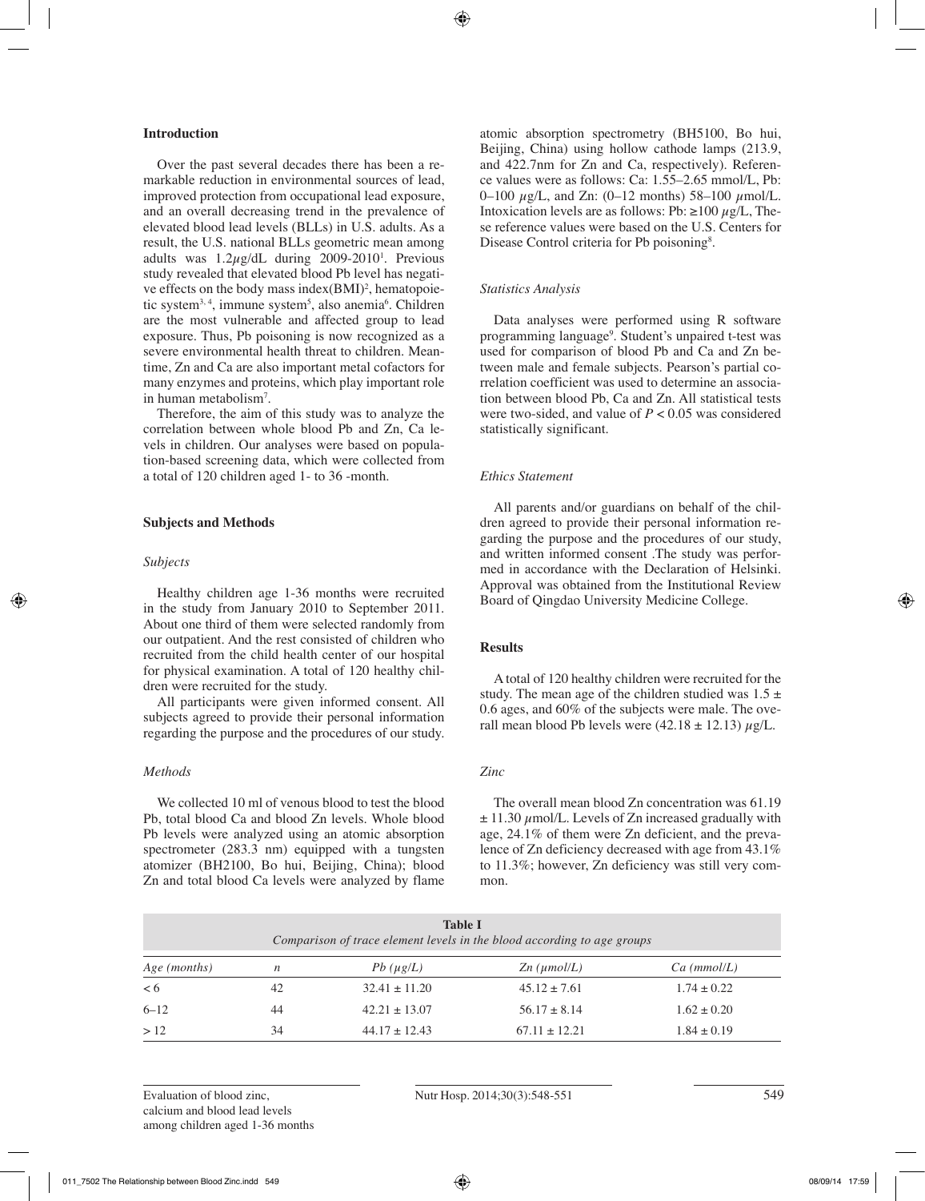## Introduction

Over the past several decades there has been a remarkable reduction in environmental sources of lead, improved protection from occupational lead exposure, and an overall decreasing trend in the prevalence of elevated blood lead levels (BLLs) in U.S. adults. As a result, the U.S. national BLLs geometric mean among adults was 1.2$\mu$g/dL during 2009-2010[1]. Previous study revealed that elevated blood Pb level has negative effects on the body mass index(BMI)[2], hematopoietic system[3,4], immune system[5], also anemia[6]. Children are the most vulnerable and affected group to lead exposure. Thus, Pb poisoning is now recognized as a severe environmental health threat to children. Meantime, Zn and Ca are also important metal cofactors for many enzymes and proteins, which play important role in human metabolism[7].

Therefore, the aim of this study was to analyze the correlation between whole blood Pb and Zn, Ca levels in children. Our analyses were based on population-based screening data, which were collected from a total of 120 children aged 1- to 36 -month.

## Subjects and Methods

### *Subjects*

Healthy children age 1-36 months were recruited in the study from January 2010 to September 2011. About one third of them were selected randomly from our outpatient. And the rest consisted of children who recruited from the child health center of our hospital for physical examination. A total of 120 healthy children were recruited for the study.

All participants were given informed consent. All subjects agreed to provide their personal information regarding the purpose and the procedures of our study.

### *Methods*

We collected 10 ml of venous blood to test the blood Pb, total blood Ca and blood Zn levels. Whole blood Pb levels were analyzed using an atomic absorption spectrometer (283.3 nm) equipped with a tungsten atomizer (BH2100, Bo hui, Beijing, China); blood Zn and total blood Ca levels were analyzed by flame atomic absorption spectrometry (BH5100, Bo hui, Beijing, China) using hollow cathode lamps (213.9, and 422.7nm for Zn and Ca, respectively). Reference values were as follows: Ca: 1.55–2.65 mmol/L, Pb: 0–100 $\mu$g/L, and Zn: (0–12 months) 58–100 $\mu$mol/L. Intoxication levels are as follows: Pb: ≥100 $\mu$g/L, These reference values were based on the U.S. Centers for Disease Control criteria for Pb poisoning[8].

### *Statistics Analysis*

Data analyses were performed using R software programming language[9]. Student's unpaired t-test was used for comparison of blood Pb and Ca and Zn between male and female subjects. Pearson's partial correrlation coefficient was used to determine an association between blood Pb, Ca and Zn. All statistical tests were two-sided, and value of $P < 0.05$ was considered statistically significant.

### *Ethics Statement*

All parents and/or guardians on behalf of the children agreed to provide their personal information regarding the purpose and the procedures of our study, and written informed consent .The study was performed in accordance with the Declaration of Helsinki. Approval was obtained from the Institutional Review Board of Qingdao University Medicine College.

## Results

A total of 120 healthy children were recruited for the study. The mean age of the children studied was 1.5 ± 0.6 ages, and 60% of the subjects were male. The overall mean blood Pb levels were (42.18 ± 12.13) $\mu$g/L.

### *Zinc*

The overall mean blood Zn concentration was 61.19 ± 11.30 $\mu$mol/L. Levels of Zn increased gradually with age, 24.1% of them were Zn deficient, and the prevalence of Zn deficiency decreased with age from 43.1% to 11.3%; however, Zn deficiency was still very common.

**Table I**
*Comparison of trace element levels in the blood according to age groups*

| *Age (months)* | *n* | *Pb ($\mu$g/L)* | *Zn ($\mu$mol/L)* | *Ca (mmol/L)* |
|---|---|---|---|---|
| < 6 | 42 | 32.41 ± 11.20 | 45.12 ± 7.61 | 1.74 ± 0.22 |
| 6–12 | 44 | 42.21 ± 13.07 | 56.17 ± 8.14 | 1.62 ± 0.20 |
| > 12 | 34 | 44.17 ± 12.43 | 67.11 ± 12.21 | 1.84 ± 0.19 |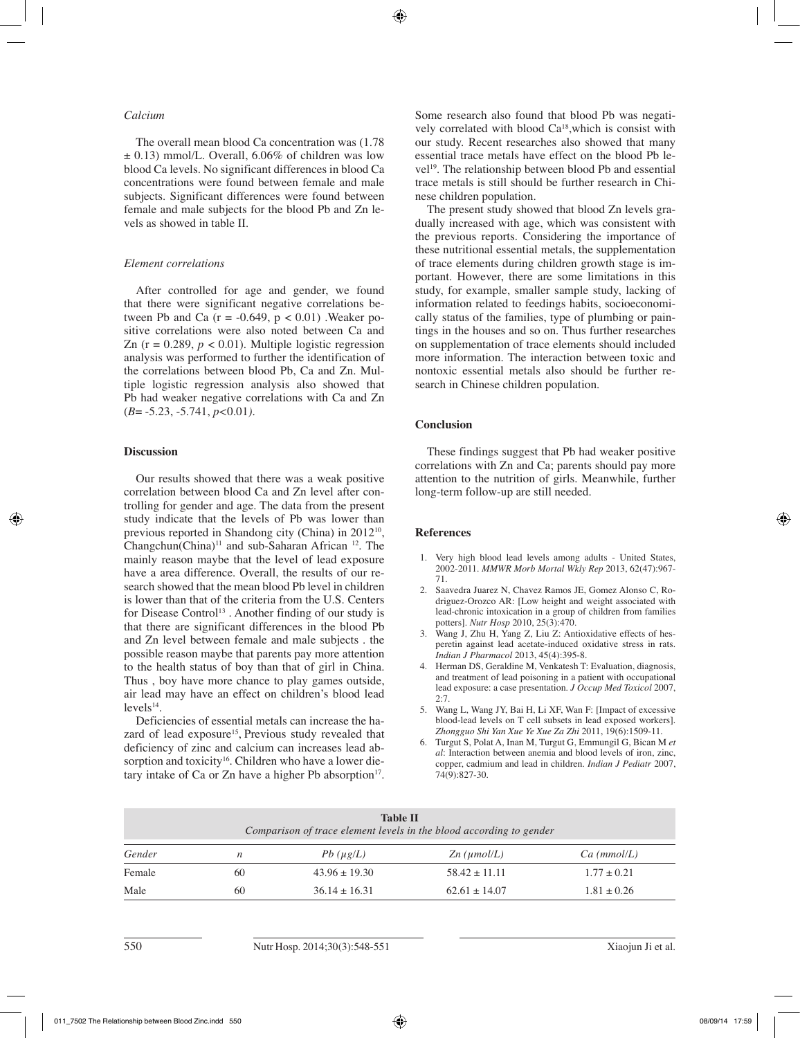*Calcium*

The overall mean blood Ca concentration was (1.78 ± 0.13) mmol/L. Overall, 6.06% of children was low blood Ca levels. No significant differences in blood Ca concentrations were found between female and male subjects. Significant differences were found between female and male subjects for the blood Pb and Zn levels as showed in table II.

*Element correlations*

After controlled for age and gender, we found that there were significant negative correlations between Pb and Ca ($r = -0.649$, $p < 0.01$) .Weaker positive correlations were also noted between Ca and Zn ($r = 0.289$, $p < 0.01$). Multiple logistic regression analysis was performed to further the identification of the correlations between blood Pb, Ca and Zn. Multiple logistic regression analysis also showed that Pb had weaker negative correlations with Ca and Zn ($B$= -5.23, -5.741, $p$<0.01*)*.

## Discussion

Our results showed that there was a weak positive correlation between blood Ca and Zn level after controlling for gender and age. The data from the present study indicate that the levels of Pb was lower than previous reported in Shandong city (China) in 2012[10], Changchun(China)[11] and sub-Saharan African [12]. The mainly reason maybe that the level of lead exposure have a area difference. Overall, the results of our research showed that the mean blood Pb level in children is lower than that of the criteria from the U.S. Centers for Disease Control[13] . Another finding of our study is that there are significant differences in the blood Pb and Zn level between female and male subjects . the possible reason maybe that parents pay more attention to the health status of boy than that of girl in China. Thus , boy have more chance to play games outside, air lead may have an effect on children's blood lead levels[14].

Deficiencies of essential metals can increase the hazard of lead exposure[15], Previous study revealed that deficiency of zinc and calcium can increases lead absorption and toxicity[16]. Children who have a lower dietary intake of Ca or Zn have a higher Pb absorption[17]. Some research also found that blood Pb was negatively correlated with blood Ca[18],which is consist with our study. Recent researches also showed that many essential trace metals have effect on the blood Pb level[19]. The relationship between blood Pb and essential trace metals is still should be further research in Chinese children population.

The present study showed that blood Zn levels gradually increased with age, which was consistent with the previous reports. Considering the importance of these nutritional essential metals, the supplementation of trace elements during children growth stage is important. However, there are some limitations in this study, for example, smaller sample study, lacking of information related to feedings habits, socioeconomically status of the families, type of plumbing or paintings in the houses and so on. Thus further researches on supplementation of trace elements should included more information. The interaction between toxic and nontoxic essential metals also should be further research in Chinese children population.

## Conclusion

These findings suggest that Pb had weaker positive correlations with Zn and Ca; parents should pay more attention to the nutrition of girls. Meanwhile, further long-term follow-up are still needed.

## References

1. Very high blood lead levels among adults - United States, 2002-2011. *MMWR Morb Mortal Wkly Rep* 2013, 62(47):967-71.
2. Saavedra Juarez N, Chavez Ramos JE, Gomez Alonso C, Rodriguez-Orozco AR: [Low height and weight associated with lead-chronic intoxication in a group of children from families potters]. *Nutr Hosp* 2010, 25(3):470.
3. Wang J, Zhu H, Yang Z, Liu Z: Antioxidative effects of hesperetin against lead acetate-induced oxidative stress in rats. *Indian J Pharmacol* 2013, 45(4):395-8.
4. Herman DS, Geraldine M, Venkatesh T: Evaluation, diagnosis, and treatment of lead poisoning in a patient with occupational lead exposure: a case presentation. *J Occup Med Toxicol* 2007, 2:7.
5. Wang L, Wang JY, Bai H, Li XF, Wan F: [Impact of excessive blood-lead levels on T cell subsets in lead exposed workers]. *Zhongguo Shi Yan Xue Ye Xue Za Zhi* 2011, 19(6):1509-11.
6. Turgut S, Polat A, Inan M, Turgut G, Emmungil G, Bican M *et al*: Interaction between anemia and blood levels of iron, zinc, copper, cadmium and lead in children. *Indian J Pediatr* 2007, 74(9):827-30.

**Table II**
*Comparison of trace element levels in the blood according to gender*

| *Gender* | *n* | *Pb (µg/L)* | *Zn (µmol/L)* | *Ca (mmol/L)* |
|---|---|---|---|---|
| Female | 60 | 43.96 ± 19.30 | 58.42 ± 11.11 | 1.77 ± 0.21 |
| Male | 60 | 36.14 ± 16.31 | 62.61 ± 14.07 | 1.81 ± 0.26 |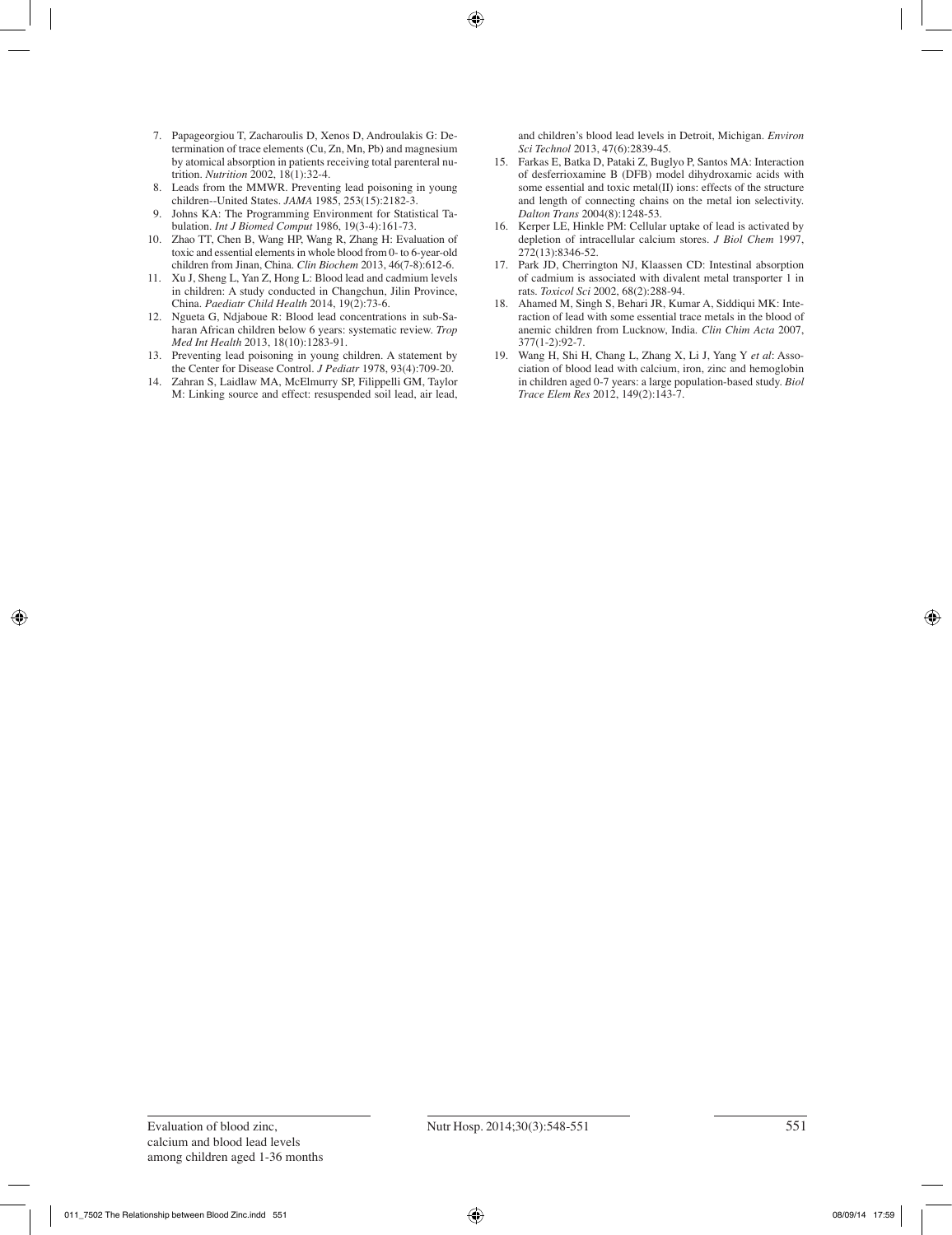7. Papageorgiou T, Zacharoulis D, Xenos D, Androulakis G: Determination of trace elements (Cu, Zn, Mn, Pb) and magnesium by atomical absorption in patients receiving total parenteral nutrition. *Nutrition* 2002, 18(1):32-4.
8. Leads from the MMWR. Preventing lead poisoning in young children--United States. *JAMA* 1985, 253(15):2182-3.
9. Johns KA: The Programming Environment for Statistical Tabulation. *Int J Biomed Comput* 1986, 19(3-4):161-73.
10. Zhao TT, Chen B, Wang HP, Wang R, Zhang H: Evaluation of toxic and essential elements in whole blood from 0- to 6-year-old children from Jinan, China. *Clin Biochem* 2013, 46(7-8):612-6.
11. Xu J, Sheng L, Yan Z, Hong L: Blood lead and cadmium levels in children: A study conducted in Changchun, Jilin Province, China. *Paediatr Child Health* 2014, 19(2):73-6.
12. Ngueta G, Ndjaboue R: Blood lead concentrations in sub-Saharan African children below 6 years: systematic review. *Trop Med Int Health* 2013, 18(10):1283-91.
13. Preventing lead poisoning in young children. A statement by the Center for Disease Control. *J Pediatr* 1978, 93(4):709-20.
14. Zahran S, Laidlaw MA, McElmurry SP, Filippelli GM, Taylor M: Linking source and effect: resuspended soil lead, air lead, and children's blood lead levels in Detroit, Michigan. *Environ Sci Technol* 2013, 47(6):2839-45.
15. Farkas E, Batka D, Pataki Z, Buglyo P, Santos MA: Interaction of desferrioxamine B (DFB) model dihydroxamic acids with some essential and toxic metal(II) ions: effects of the structure and length of connecting chains on the metal ion selectivity. *Dalton Trans* 2004(8):1248-53.
16. Kerper LE, Hinkle PM: Cellular uptake of lead is activated by depletion of intracellular calcium stores. *J Biol Chem* 1997, 272(13):8346-52.
17. Park JD, Cherrington NJ, Klaassen CD: Intestinal absorption of cadmium is associated with divalent metal transporter 1 in rats. *Toxicol Sci* 2002, 68(2):288-94.
18. Ahamed M, Singh S, Behari JR, Kumar A, Siddiqui MK: Interaction of lead with some essential trace metals in the blood of anemic children from Lucknow, India. *Clin Chim Acta* 2007, 377(1-2):92-7.
19. Wang H, Shi H, Chang L, Zhang X, Li J, Yang Y *et al*: Association of blood lead with calcium, iron, zinc and hemoglobin in children aged 0-7 years: a large population-based study. *Biol Trace Elem Res* 2012, 149(2):143-7.